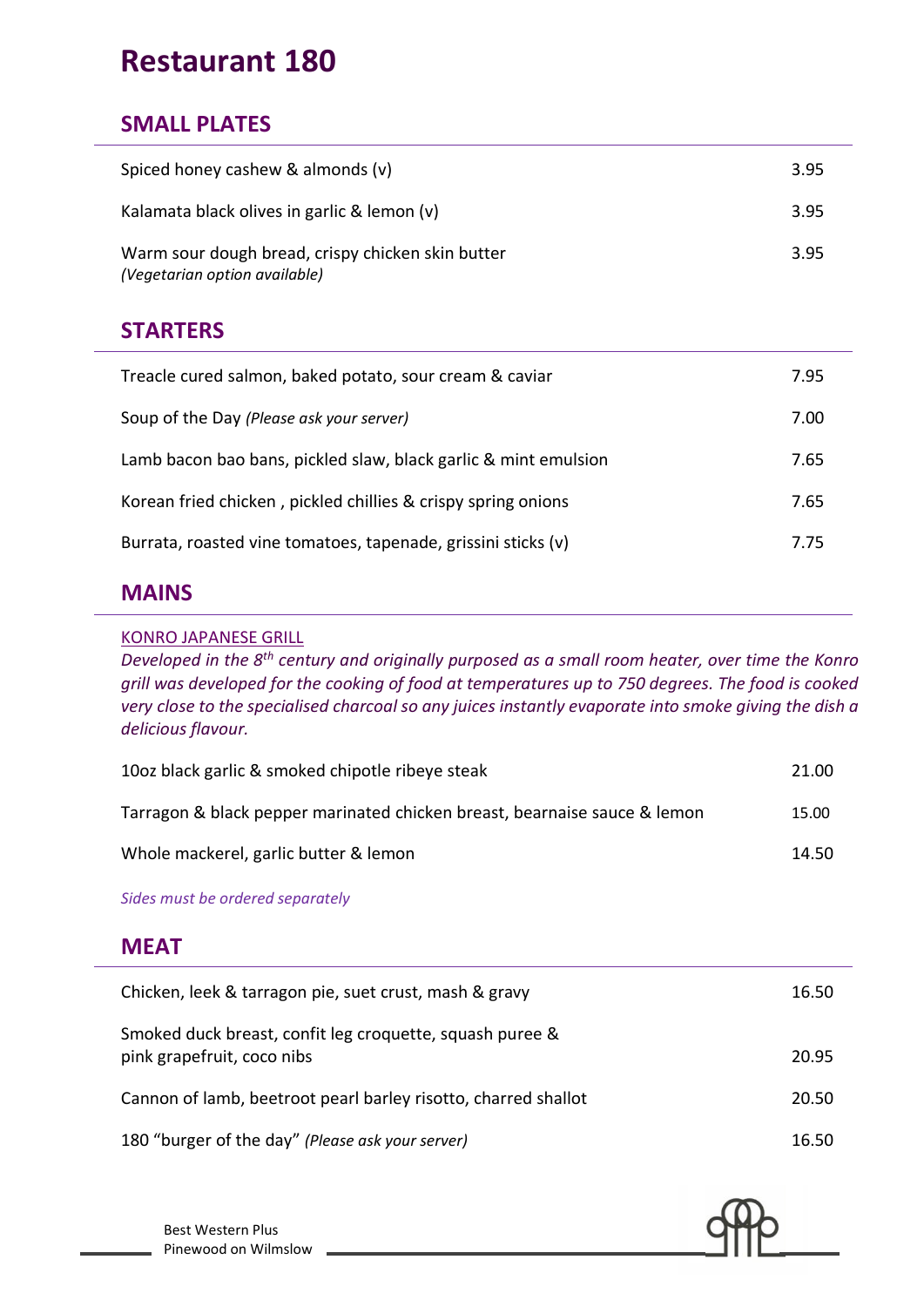# Restaurant 180

## SMALL PLATES

| | |
|---|---|
| Spiced honey cashew & almonds (v) | 3.95 |
| Kalamata black olives in garlic & lemon (v) | 3.95 |
| Warm sour dough bread, crispy chicken skin butter *(Vegetarian option available)* | 3.95 |

## STARTERS

| | |
|---|---|
| Treacle cured salmon, baked potato, sour cream & caviar | 7.95 |
| Soup of the Day *(Please ask your server)* | 7.00 |
| Lamb bacon bao bans, pickled slaw, black garlic & mint emulsion | 7.65 |
| Korean fried chicken , pickled chillies & crispy spring onions | 7.65 |
| Burrata, roasted vine tomatoes, tapenade, grissini sticks (v) | 7.75 |

## MAINS

### KONRO JAPANESE GRILL

*Developed in the 8th century and originally purposed as a small room heater, over time the Konro grill was developed for the cooking of food at temperatures up to 750 degrees. The food is cooked very close to the specialised charcoal so any juices instantly evaporate into smoke giving the dish a delicious flavour.*

| | |
|---|---|
| 10oz black garlic & smoked chipotle ribeye steak | 21.00 |
| Tarragon & black pepper marinated chicken breast, bearnaise sauce & lemon | 15.00 |
| Whole mackerel, garlic butter & lemon | 14.50 |

*Sides must be ordered separately*

## MEAT

| | |
|---|---|
| Chicken, leek & tarragon pie, suet crust, mash & gravy | 16.50 |
| Smoked duck breast, confit leg croquette, squash puree & pink grapefruit, coco nibs | 20.95 |
| Cannon of lamb, beetroot pearl barley risotto, charred shallot | 20.50 |
| 180 "burger of the day" *(Please ask your server)* | 16.50 |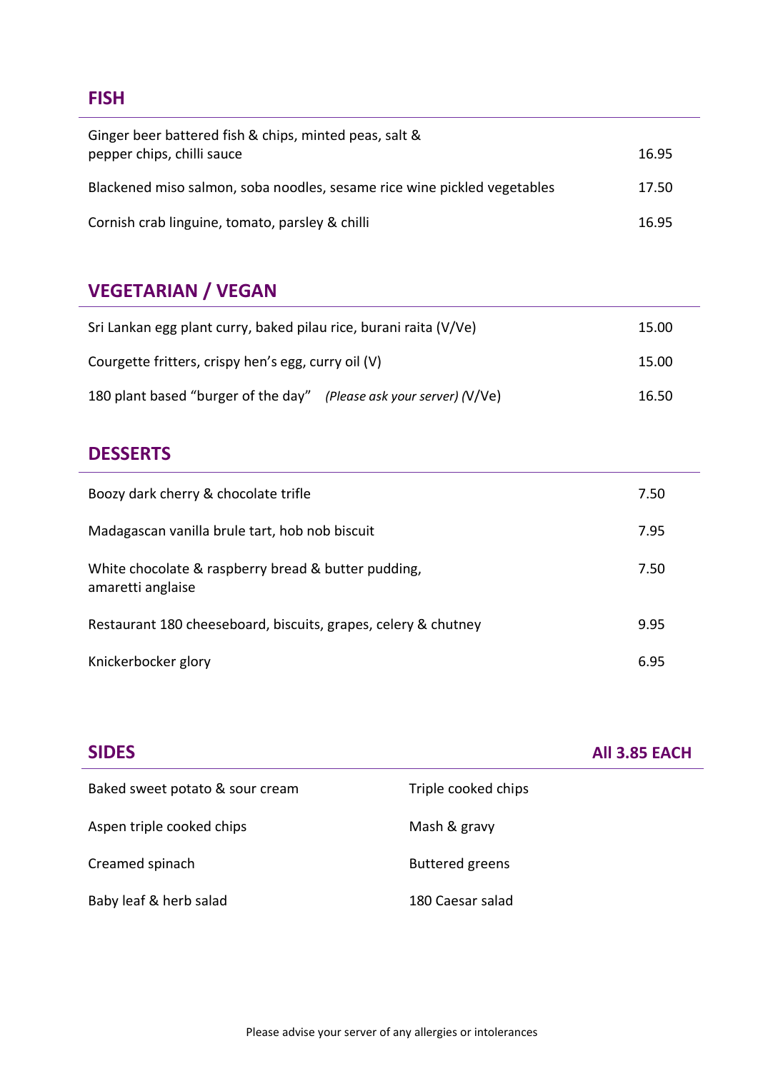## FISH

| | |
|---|---|
| Ginger beer battered fish & chips, minted peas, salt & pepper chips, chilli sauce | 16.95 |
| Blackened miso salmon, soba noodles, sesame rice wine pickled vegetables | 17.50 |
| Cornish crab linguine, tomato, parsley & chilli | 16.95 |

## VEGETARIAN / VEGAN

| | |
|---|---|
| Sri Lankan egg plant curry, baked pilau rice, burani raita (V/Ve) | 15.00 |
| Courgette fritters, crispy hen's egg, curry oil (V) | 15.00 |
| 180 plant based "burger of the day" *(Please ask your server)* (V/Ve) | 16.50 |

## DESSERTS

| | |
|---|---|
| Boozy dark cherry & chocolate trifle | 7.50 |
| Madagascan vanilla brule tart, hob nob biscuit | 7.95 |
| White chocolate & raspberry bread & butter pudding, amaretti anglaise | 7.50 |
| Restaurant 180 cheeseboard, biscuits, grapes, celery & chutney | 9.95 |
| Knickerbocker glory | 6.95 |

## SIDES

**All 3.85 EACH**

| | |
|---|---|
| Baked sweet potato & sour cream | Triple cooked chips |
| Aspen triple cooked chips | Mash & gravy |
| Creamed spinach | Buttered greens |
| Baby leaf & herb salad | 180 Caesar salad |

Please advise your server of any allergies or intolerances